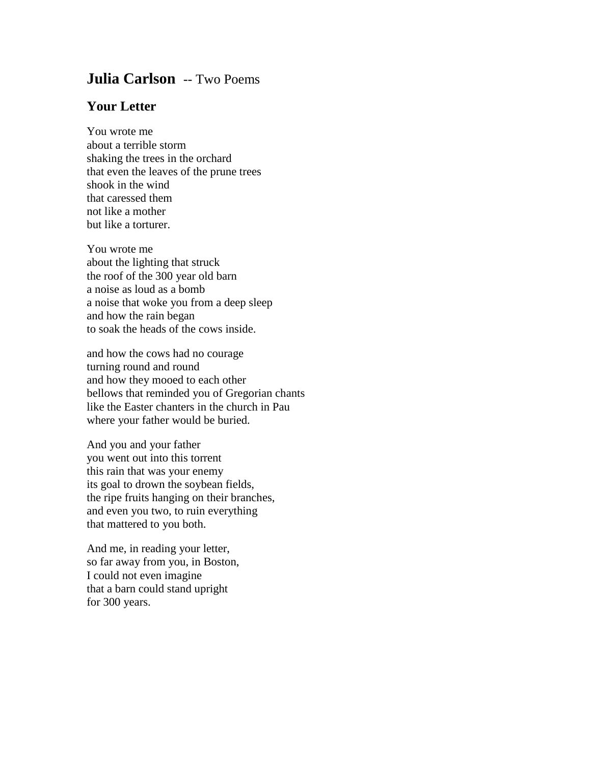# **Julia Carlson** -- Two Poems

## Your Letter

You wrote me
about a terrible storm
shaking the trees in the orchard
that even the leaves of the prune trees
shook in the wind
that caressed them
not like a mother
but like a torturer.

You wrote me
about the lighting that struck
the roof of the 300 year old barn
a noise as loud as a bomb
a noise that woke you from a deep sleep
and how the rain began
to soak the heads of the cows inside.

and how the cows had no courage
turning round and round
and how they mooed to each other
bellows that reminded you of Gregorian chants
like the Easter chanters in the church in Pau
where your father would be buried.

And you and your father
you went out into this torrent
this rain that was your enemy
its goal to drown the soybean fields,
the ripe fruits hanging on their branches,
and even you two, to ruin everything
that mattered to you both.

And me, in reading your letter,
so far away from you, in Boston,
I could not even imagine
that a barn could stand upright
for 300 years.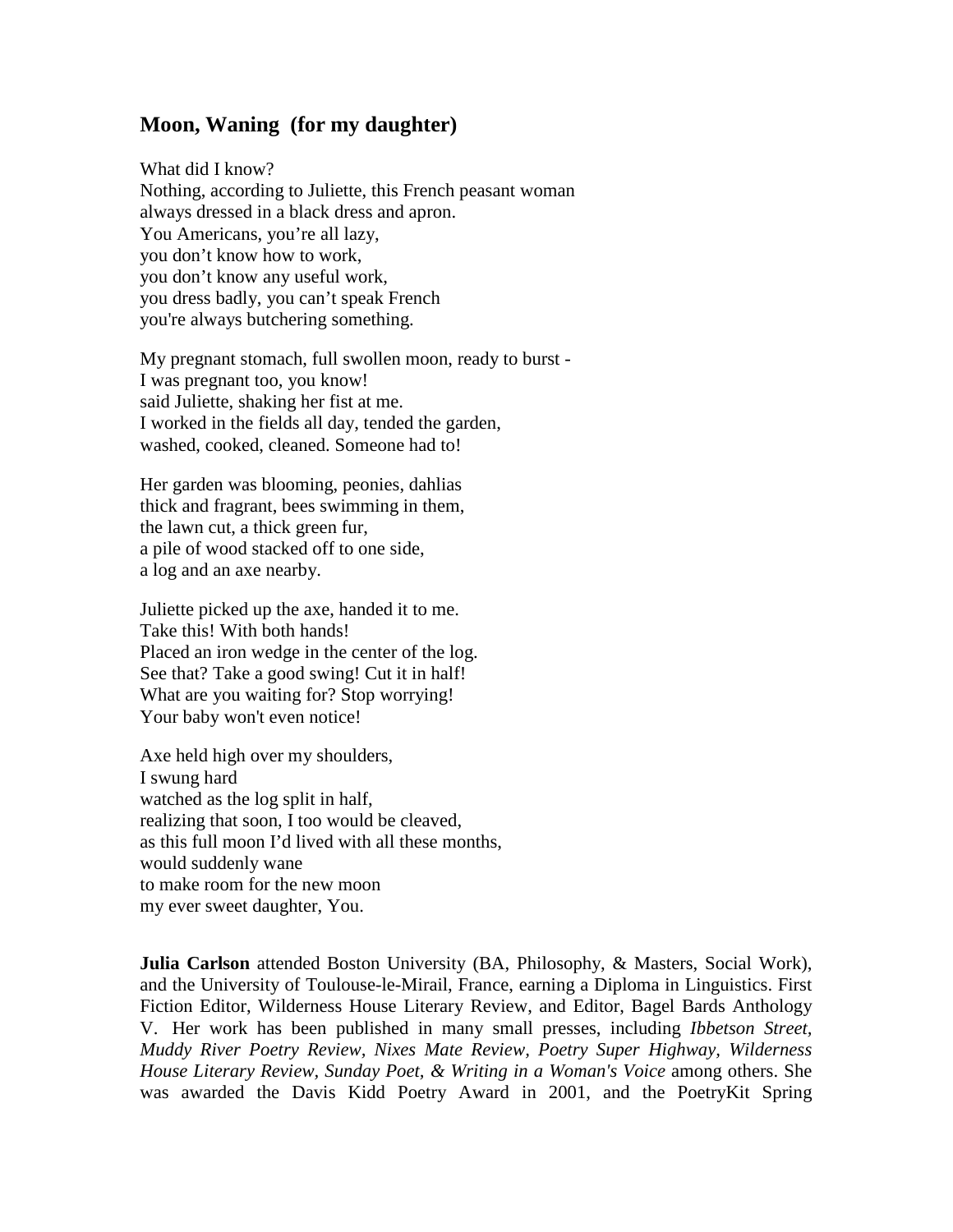## Moon, Waning (for my daughter)

What did I know?  
Nothing, according to Juliette, this French peasant woman  
always dressed in a black dress and apron.  
You Americans, you're all lazy,  
you don't know how to work,  
you don't know any useful work,  
you dress badly, you can't speak French  
you're always butchering something.

My pregnant stomach, full swollen moon, ready to burst -  
I was pregnant too, you know!  
said Juliette, shaking her fist at me.  
I worked in the fields all day, tended the garden,  
washed, cooked, cleaned. Someone had to!

Her garden was blooming, peonies, dahlias  
thick and fragrant, bees swimming in them,  
the lawn cut, a thick green fur,  
a pile of wood stacked off to one side,  
a log and an axe nearby.

Juliette picked up the axe, handed it to me.  
Take this! With both hands!  
Placed an iron wedge in the center of the log.  
See that? Take a good swing! Cut it in half!  
What are you waiting for? Stop worrying!  
Your baby won't even notice!

Axe held high over my shoulders,  
I swung hard  
watched as the log split in half,  
realizing that soon, I too would be cleaved,  
as this full moon I'd lived with all these months,  
would suddenly wane  
to make room for the new moon  
my ever sweet daughter, You.

**Julia Carlson** attended Boston University (BA, Philosophy, & Masters, Social Work), and the University of Toulouse-le-Mirail, France, earning a Diploma in Linguistics. First Fiction Editor, Wilderness House Literary Review, and Editor, Bagel Bards Anthology V. Her work has been published in many small presses, including *Ibbetson Street, Muddy River Poetry Review, Nixes Mate Review, Poetry Super Highway, Wilderness House Literary Review, Sunday Poet, & Writing in a Woman's Voice* among others. She was awarded the Davis Kidd Poetry Award in 2001, and the PoetryKit Spring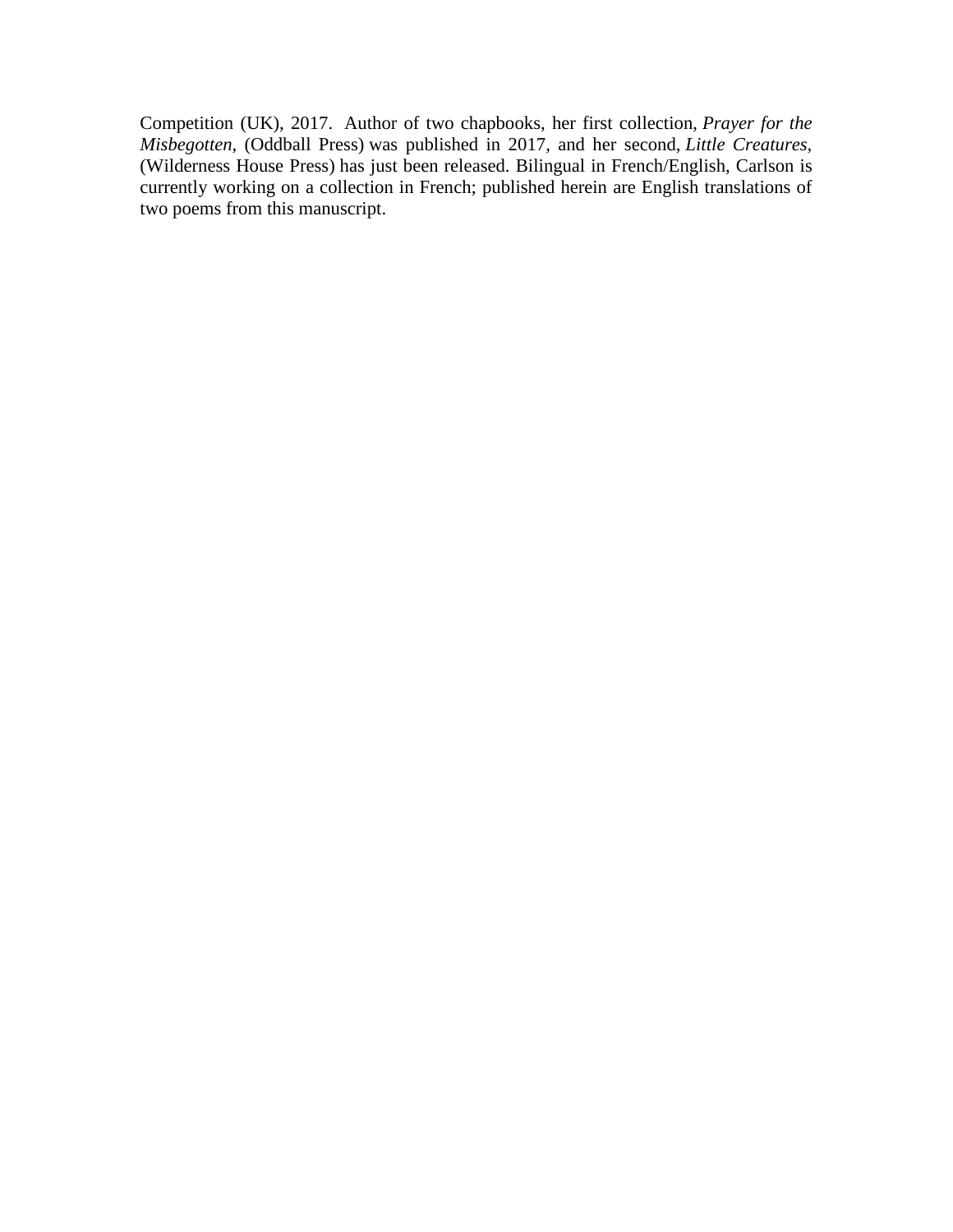Competition (UK), 2017. Author of two chapbooks, her first collection, *Prayer for the Misbegotten*, (Oddball Press) was published in 2017, and her second, *Little Creatures*, (Wilderness House Press) has just been released. Bilingual in French/English, Carlson is currently working on a collection in French; published herein are English translations of two poems from this manuscript.